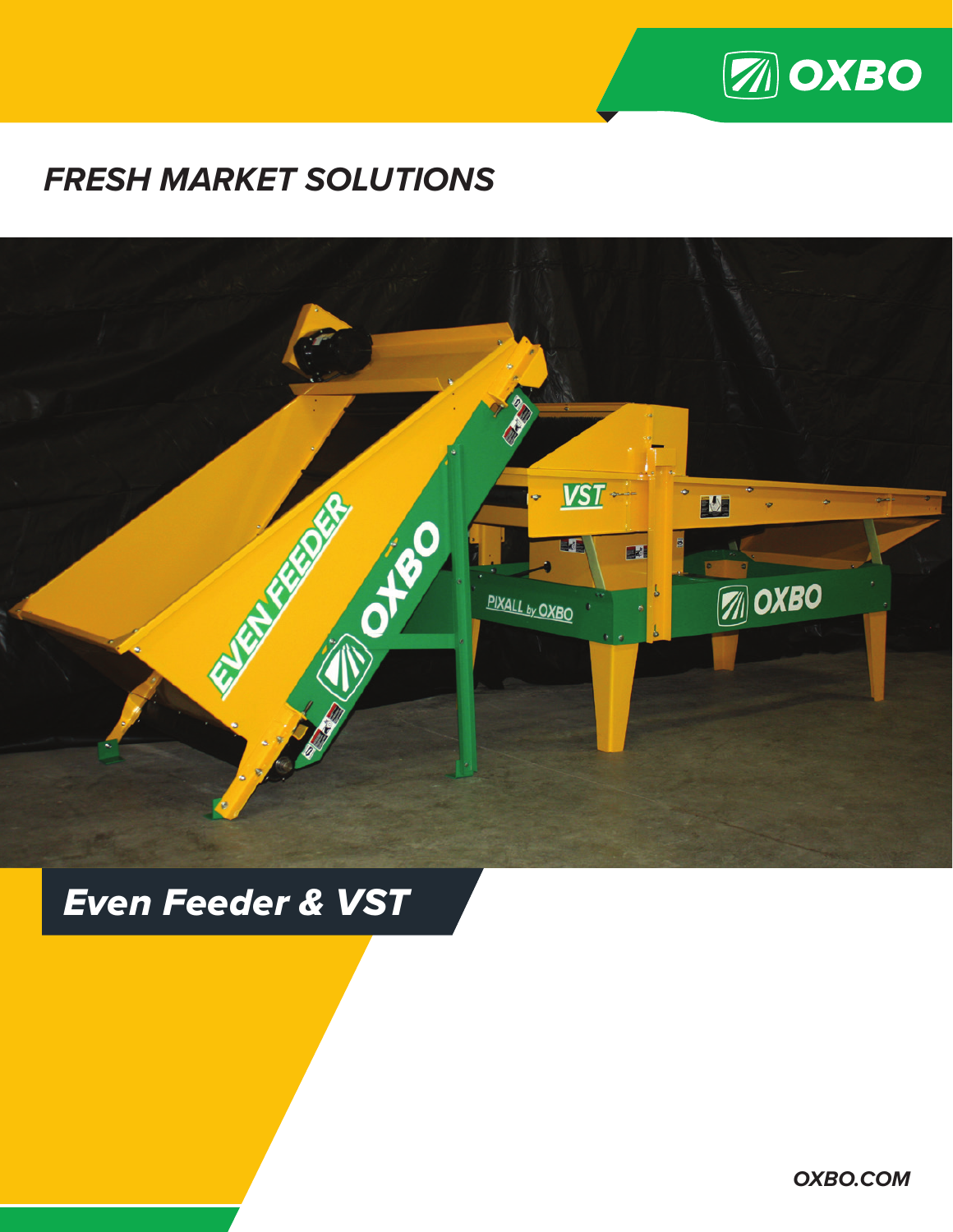# FRESH MARKET SOLUTIONS

## Even Feeder & VST

OXBO.COM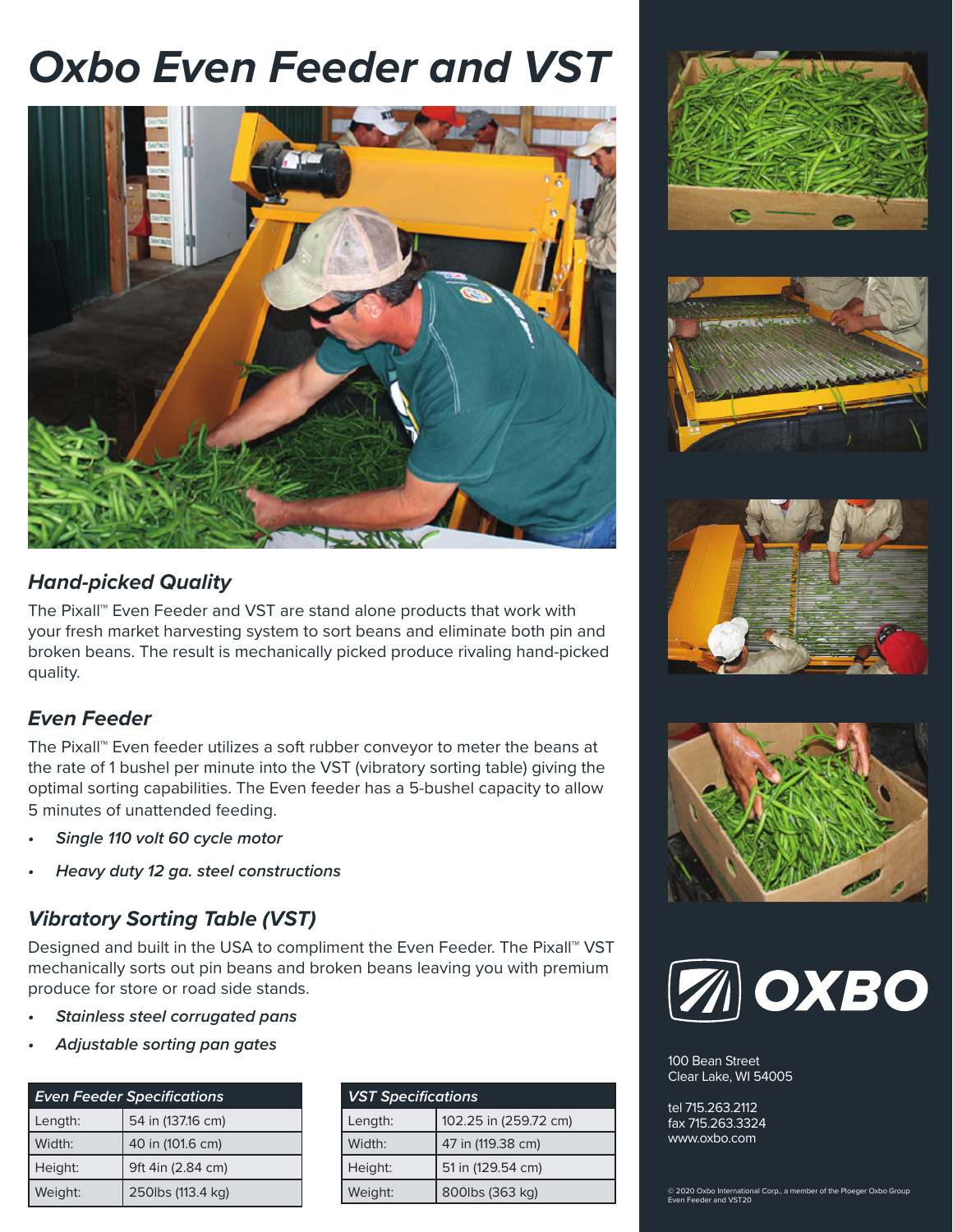# Oxbo Even Feeder and VST

## Hand-picked Quality

The Pixall™ Even Feeder and VST are stand alone products that work with your fresh market harvesting system to sort beans and eliminate both pin and broken beans. The result is mechanically picked produce rivaling hand-picked quality.

## Even Feeder

The Pixall™ Even feeder utilizes a soft rubber conveyor to meter the beans at the rate of 1 bushel per minute into the VST (vibratory sorting table) giving the optimal sorting capabilities. The Even feeder has a 5-bushel capacity to allow 5 minutes of unattended feeding.

- *Single 110 volt 60 cycle motor*
- *Heavy duty 12 ga. steel constructions*

## Vibratory Sorting Table (VST)

Designed and built in the USA to compliment the Even Feeder. The Pixall™ VST mechanically sorts out pin beans and broken beans leaving you with premium produce for store or road side stands.

- *Stainless steel corrugated pans*
- *Adjustable sorting pan gates*

| *Even Feeder Specifications* | |
|---|---|
| Length: | 54 in (137.16 cm) |
| Width: | 40 in (101.6 cm) |
| Height: | 9ft 4in (2.84 cm) |
| Weight: | 250lbs (113.4 kg) |

| *VST Specifications* | |
|---|---|
| Length: | 102.25 in (259.72 cm) |
| Width: | 47 in (119.38 cm) |
| Height: | 51 in (129.54 cm) |
| Weight: | 800lbs (363 kg) |

OXBO

100 Bean Street
Clear Lake, WI 54005

tel 715.263.2112
fax 715.263.3324
www.oxbo.com

© 2020 Oxbo International Corp., a member of the Ploeger Oxbo Group
Even Feeder and VST20